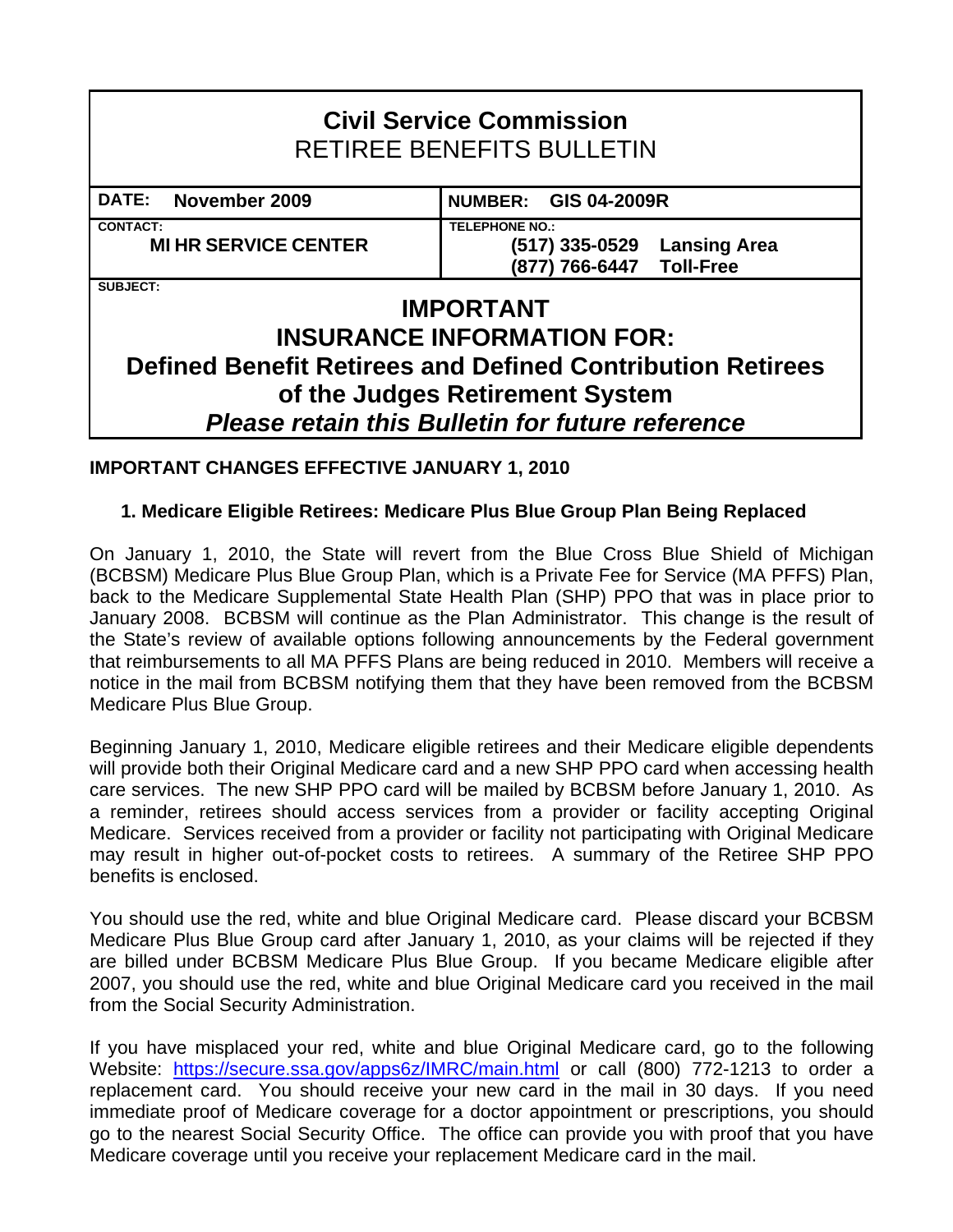# Civil Service Commission
## RETIREE BENEFITS BULLETIN

| DATE: November 2009 | NUMBER: GIS 04-2009R |
|---|---|
| CONTACT: **MI HR SERVICE CENTER** | TELEPHONE NO.: **(517) 335-0529 Lansing Area** **(877) 766-6447 Toll-Free** |

SUBJECT:

## IMPORTANT
## INSURANCE INFORMATION FOR:
## Defined Benefit Retirees and Defined Contribution Retirees of the Judges Retirement System

***Please retain this Bulletin for future reference***

**IMPORTANT CHANGES EFFECTIVE JANUARY 1, 2010**

**1. Medicare Eligible Retirees: Medicare Plus Blue Group Plan Being Replaced**

On January 1, 2010, the State will revert from the Blue Cross Blue Shield of Michigan (BCBSM) Medicare Plus Blue Group Plan, which is a Private Fee for Service (MA PFFS) Plan, back to the Medicare Supplemental State Health Plan (SHP) PPO that was in place prior to January 2008. BCBSM will continue as the Plan Administrator. This change is the result of the State's review of available options following announcements by the Federal government that reimbursements to all MA PFFS Plans are being reduced in 2010. Members will receive a notice in the mail from BCBSM notifying them that they have been removed from the BCBSM Medicare Plus Blue Group.

Beginning January 1, 2010, Medicare eligible retirees and their Medicare eligible dependents will provide both their Original Medicare card and a new SHP PPO card when accessing health care services. The new SHP PPO card will be mailed by BCBSM before January 1, 2010. As a reminder, retirees should access services from a provider or facility accepting Original Medicare. Services received from a provider or facility not participating with Original Medicare may result in higher out-of-pocket costs to retirees. A summary of the Retiree SHP PPO benefits is enclosed.

You should use the red, white and blue Original Medicare card. Please discard your BCBSM Medicare Plus Blue Group card after January 1, 2010, as your claims will be rejected if they are billed under BCBSM Medicare Plus Blue Group. If you became Medicare eligible after 2007, you should use the red, white and blue Original Medicare card you received in the mail from the Social Security Administration.

If you have misplaced your red, white and blue Original Medicare card, go to the following Website: https://secure.ssa.gov/apps6z/IMRC/main.html or call (800) 772-1213 to order a replacement card. You should receive your new card in the mail in 30 days. If you need immediate proof of Medicare coverage for a doctor appointment or prescriptions, you should go to the nearest Social Security Office. The office can provide you with proof that you have Medicare coverage until you receive your replacement Medicare card in the mail.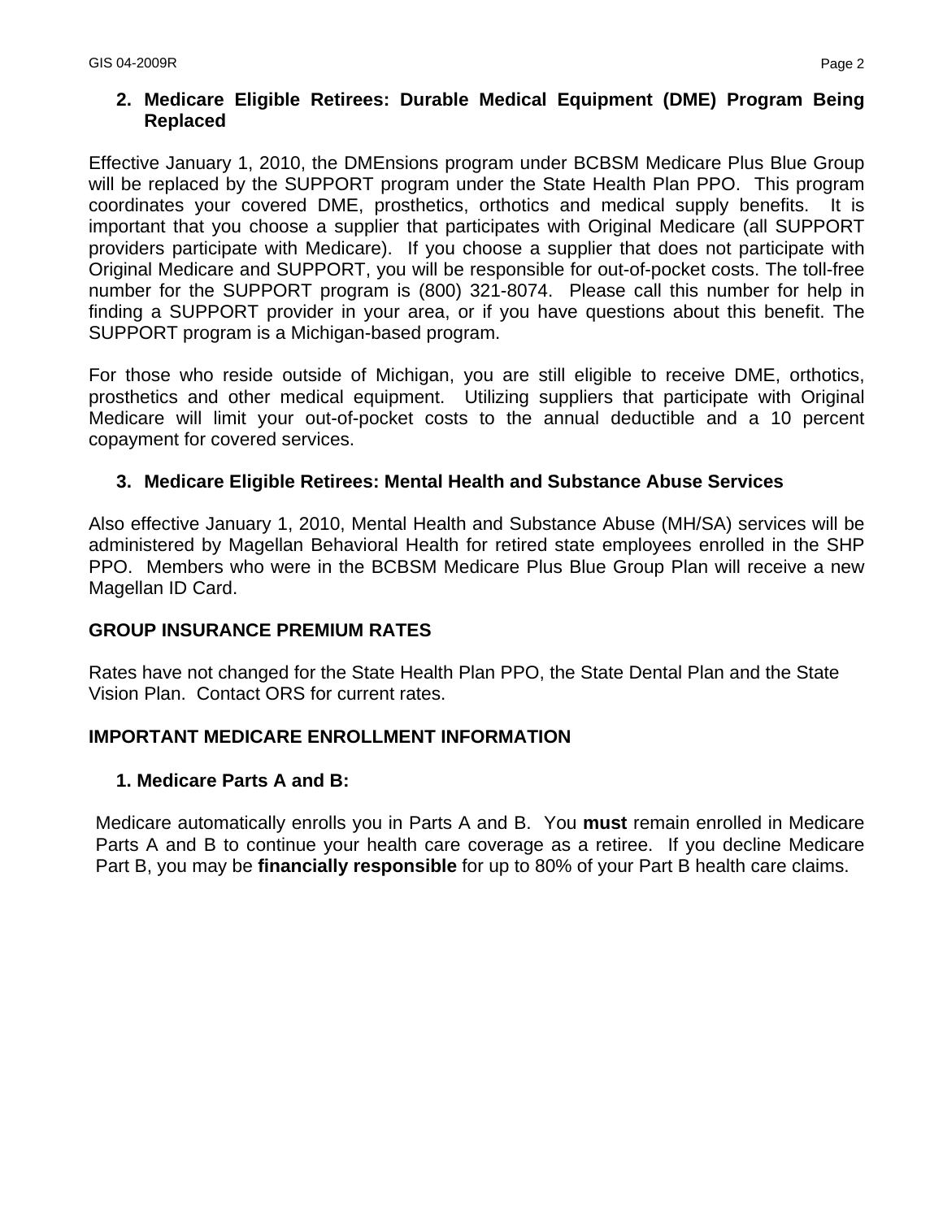2. **Medicare Eligible Retirees: Durable Medical Equipment (DME) Program Being Replaced**

Effective January 1, 2010, the DMEnsions program under BCBSM Medicare Plus Blue Group will be replaced by the SUPPORT program under the State Health Plan PPO. This program coordinates your covered DME, prosthetics, orthotics and medical supply benefits. It is important that you choose a supplier that participates with Original Medicare (all SUPPORT providers participate with Medicare). If you choose a supplier that does not participate with Original Medicare and SUPPORT, you will be responsible for out-of-pocket costs. The toll-free number for the SUPPORT program is (800) 321-8074. Please call this number for help in finding a SUPPORT provider in your area, or if you have questions about this benefit. The SUPPORT program is a Michigan-based program.

For those who reside outside of Michigan, you are still eligible to receive DME, orthotics, prosthetics and other medical equipment. Utilizing suppliers that participate with Original Medicare will limit your out-of-pocket costs to the annual deductible and a 10 percent copayment for covered services.

3. **Medicare Eligible Retirees: Mental Health and Substance Abuse Services**

Also effective January 1, 2010, Mental Health and Substance Abuse (MH/SA) services will be administered by Magellan Behavioral Health for retired state employees enrolled in the SHP PPO. Members who were in the BCBSM Medicare Plus Blue Group Plan will receive a new Magellan ID Card.

## GROUP INSURANCE PREMIUM RATES

Rates have not changed for the State Health Plan PPO, the State Dental Plan and the State Vision Plan. Contact ORS for current rates.

## IMPORTANT MEDICARE ENROLLMENT INFORMATION

1. **Medicare Parts A and B:**

Medicare automatically enrolls you in Parts A and B. You **must** remain enrolled in Medicare Parts A and B to continue your health care coverage as a retiree. If you decline Medicare Part B, you may be **financially responsible** for up to 80% of your Part B health care claims.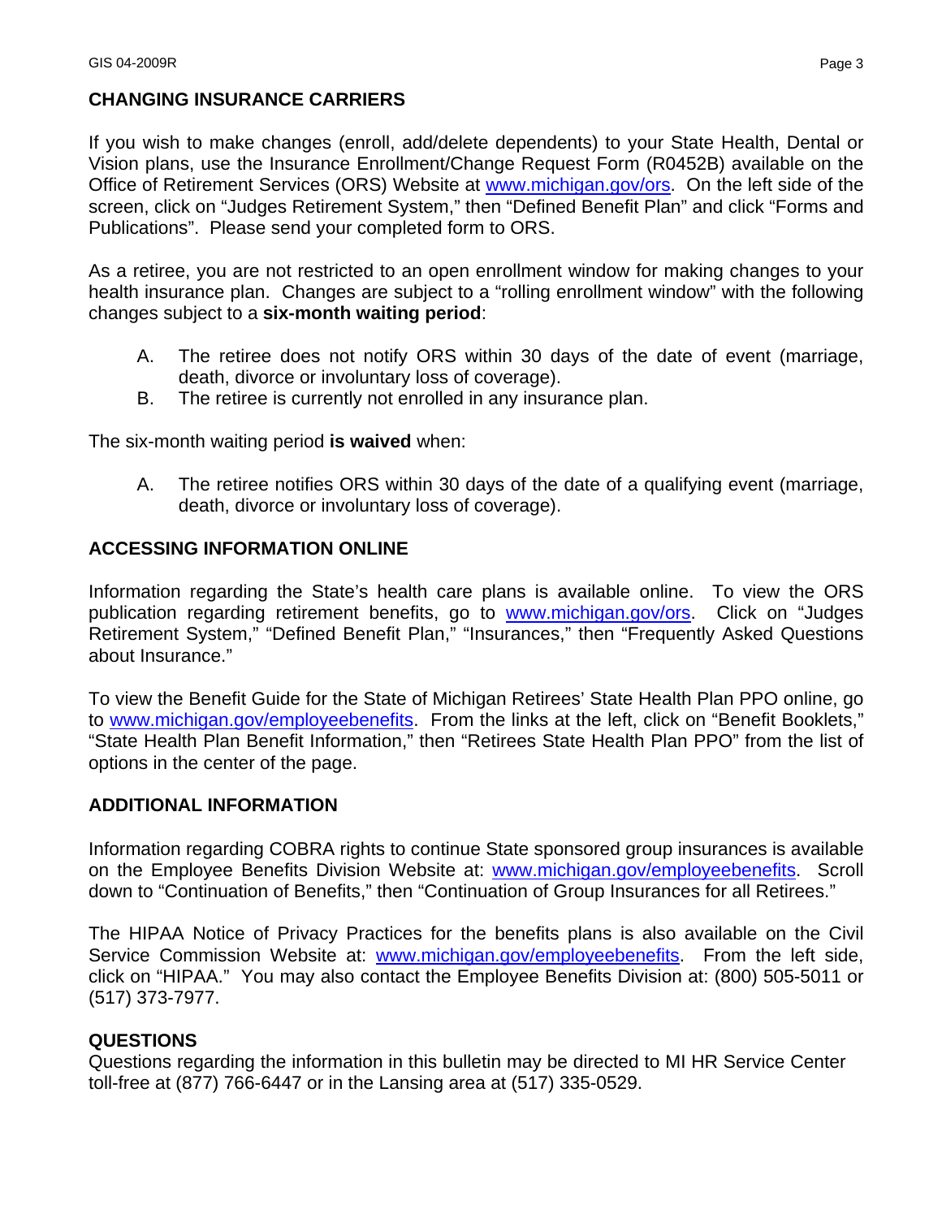## CHANGING INSURANCE CARRIERS

If you wish to make changes (enroll, add/delete dependents) to your State Health, Dental or Vision plans, use the Insurance Enrollment/Change Request Form (R0452B) available on the Office of Retirement Services (ORS) Website at www.michigan.gov/ors. On the left side of the screen, click on "Judges Retirement System," then "Defined Benefit Plan" and click "Forms and Publications". Please send your completed form to ORS.

As a retiree, you are not restricted to an open enrollment window for making changes to your health insurance plan. Changes are subject to a "rolling enrollment window" with the following changes subject to a **six-month waiting period**:

A. The retiree does not notify ORS within 30 days of the date of event (marriage, death, divorce or involuntary loss of coverage).
B. The retiree is currently not enrolled in any insurance plan.

The six-month waiting period **is waived** when:

A. The retiree notifies ORS within 30 days of the date of a qualifying event (marriage, death, divorce or involuntary loss of coverage).

## ACCESSING INFORMATION ONLINE

Information regarding the State's health care plans is available online. To view the ORS publication regarding retirement benefits, go to www.michigan.gov/ors. Click on "Judges Retirement System," "Defined Benefit Plan," "Insurances," then "Frequently Asked Questions about Insurance."

To view the Benefit Guide for the State of Michigan Retirees' State Health Plan PPO online, go to www.michigan.gov/employeebenefits. From the links at the left, click on "Benefit Booklets," "State Health Plan Benefit Information," then "Retirees State Health Plan PPO" from the list of options in the center of the page.

## ADDITIONAL INFORMATION

Information regarding COBRA rights to continue State sponsored group insurances is available on the Employee Benefits Division Website at: www.michigan.gov/employeebenefits. Scroll down to "Continuation of Benefits," then "Continuation of Group Insurances for all Retirees."

The HIPAA Notice of Privacy Practices for the benefits plans is also available on the Civil Service Commission Website at: www.michigan.gov/employeebenefits. From the left side, click on "HIPAA." You may also contact the Employee Benefits Division at: (800) 505-5011 or (517) 373-7977.

## QUESTIONS

Questions regarding the information in this bulletin may be directed to MI HR Service Center toll-free at (877) 766-6447 or in the Lansing area at (517) 335-0529.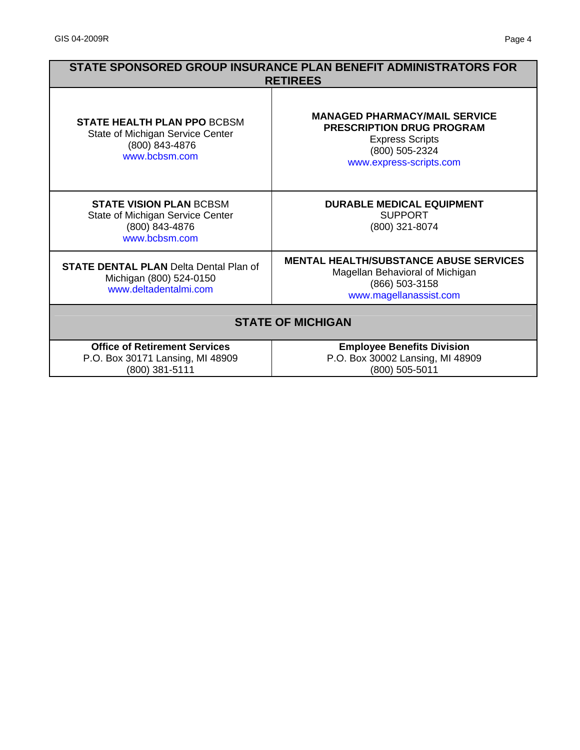| STATE SPONSORED GROUP INSURANCE PLAN BENEFIT ADMINISTRATORS FOR RETIREES | |
|---|---|
| **STATE HEALTH PLAN PPO** BCBSM<br>State of Michigan Service Center<br>(800) 843-4876<br>www.bcbsm.com | **MANAGED PHARMACY/MAIL SERVICE PRESCRIPTION DRUG PROGRAM**<br>Express Scripts<br>(800) 505-2324<br>www.express-scripts.com |
| **STATE VISION PLAN** BCBSM<br>State of Michigan Service Center<br>(800) 843-4876<br>www.bcbsm.com | **DURABLE MEDICAL EQUIPMENT**<br>SUPPORT<br>(800) 321-8074 |
| **STATE DENTAL PLAN** Delta Dental Plan of Michigan (800) 524-0150<br>www.deltadentalmi.com | **MENTAL HEALTH/SUBSTANCE ABUSE SERVICES**<br>Magellan Behavioral of Michigan<br>(866) 503-3158<br>www.magellanassist.com |
| **STATE OF MICHIGAN** | |
| **Office of Retirement Services**<br>P.O. Box 30171 Lansing, MI 48909<br>(800) 381-5111 | **Employee Benefits Division**<br>P.O. Box 30002 Lansing, MI 48909<br>(800) 505-5011 |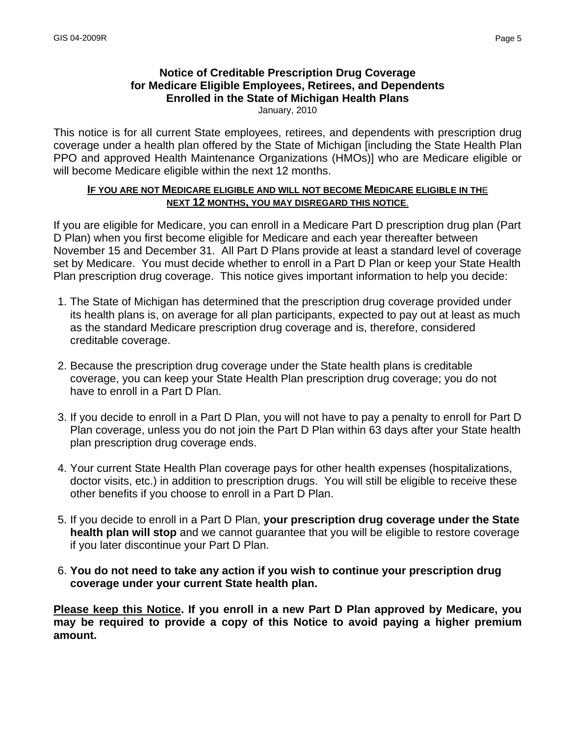# Notice of Creditable Prescription Drug Coverage for Medicare Eligible Employees, Retirees, and Dependents Enrolled in the State of Michigan Health Plans

January, 2010

This notice is for all current State employees, retirees, and dependents with prescription drug coverage under a health plan offered by the State of Michigan [including the State Health Plan PPO and approved Health Maintenance Organizations (HMOs)] who are Medicare eligible or will become Medicare eligible within the next 12 months.

**<u>IF YOU ARE NOT MEDICARE ELIGIBLE AND WILL NOT BECOME MEDICARE ELIGIBLE IN THE NEXT 12 MONTHS, YOU MAY DISREGARD THIS NOTICE.</u>**

If you are eligible for Medicare, you can enroll in a Medicare Part D prescription drug plan (Part D Plan) when you first become eligible for Medicare and each year thereafter between November 15 and December 31. All Part D Plans provide at least a standard level of coverage set by Medicare. You must decide whether to enroll in a Part D Plan or keep your State Health Plan prescription drug coverage. This notice gives important information to help you decide:

1. The State of Michigan has determined that the prescription drug coverage provided under its health plans is, on average for all plan participants, expected to pay out at least as much as the standard Medicare prescription drug coverage and is, therefore, considered creditable coverage.

2. Because the prescription drug coverage under the State health plans is creditable coverage, you can keep your State Health Plan prescription drug coverage; you do not have to enroll in a Part D Plan.

3. If you decide to enroll in a Part D Plan, you will not have to pay a penalty to enroll for Part D Plan coverage, unless you do not join the Part D Plan within 63 days after your State health plan prescription drug coverage ends.

4. Your current State Health Plan coverage pays for other health expenses (hospitalizations, doctor visits, etc.) in addition to prescription drugs. You will still be eligible to receive these other benefits if you choose to enroll in a Part D Plan.

5. If you decide to enroll in a Part D Plan, **your prescription drug coverage under the State health plan will stop** and we cannot guarantee that you will be eligible to restore coverage if you later discontinue your Part D Plan.

6. **You do not need to take any action if you wish to continue your prescription drug coverage under your current State health plan.**

**<u>Please keep this Notice</u>. If you enroll in a new Part D Plan approved by Medicare, you may be required to provide a copy of this Notice to avoid paying a higher premium amount.**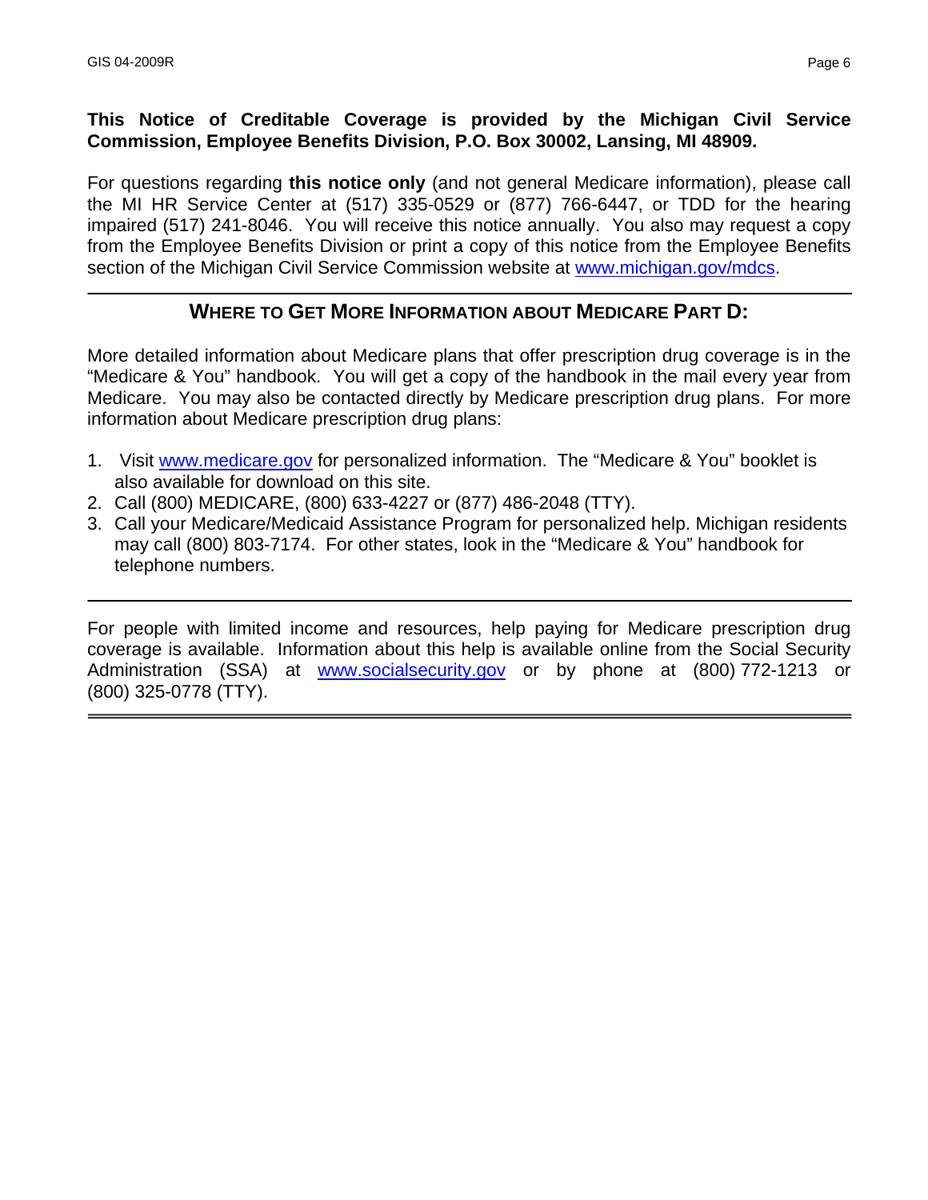**This Notice of Creditable Coverage is provided by the Michigan Civil Service Commission, Employee Benefits Division, P.O. Box 30002, Lansing, MI 48909.**

For questions regarding **this notice only** (and not general Medicare information), please call the MI HR Service Center at (517) 335-0529 or (877) 766-6447, or TDD for the hearing impaired (517) 241-8046. You will receive this notice annually. You also may request a copy from the Employee Benefits Division or print a copy of this notice from the Employee Benefits section of the Michigan Civil Service Commission website at www.michigan.gov/mdcs.

---

## WHERE TO GET MORE INFORMATION ABOUT MEDICARE PART D:

More detailed information about Medicare plans that offer prescription drug coverage is in the "Medicare & You" handbook. You will get a copy of the handbook in the mail every year from Medicare. You may also be contacted directly by Medicare prescription drug plans. For more information about Medicare prescription drug plans:

1. Visit www.medicare.gov for personalized information. The "Medicare & You" booklet is also available for download on this site.
2. Call (800) MEDICARE, (800) 633-4227 or (877) 486-2048 (TTY).
3. Call your Medicare/Medicaid Assistance Program for personalized help. Michigan residents may call (800) 803-7174. For other states, look in the "Medicare & You" handbook for telephone numbers.

---

For people with limited income and resources, help paying for Medicare prescription drug coverage is available. Information about this help is available online from the Social Security Administration (SSA) at www.socialsecurity.gov or by phone at (800) 772-1213 or (800) 325-0778 (TTY).